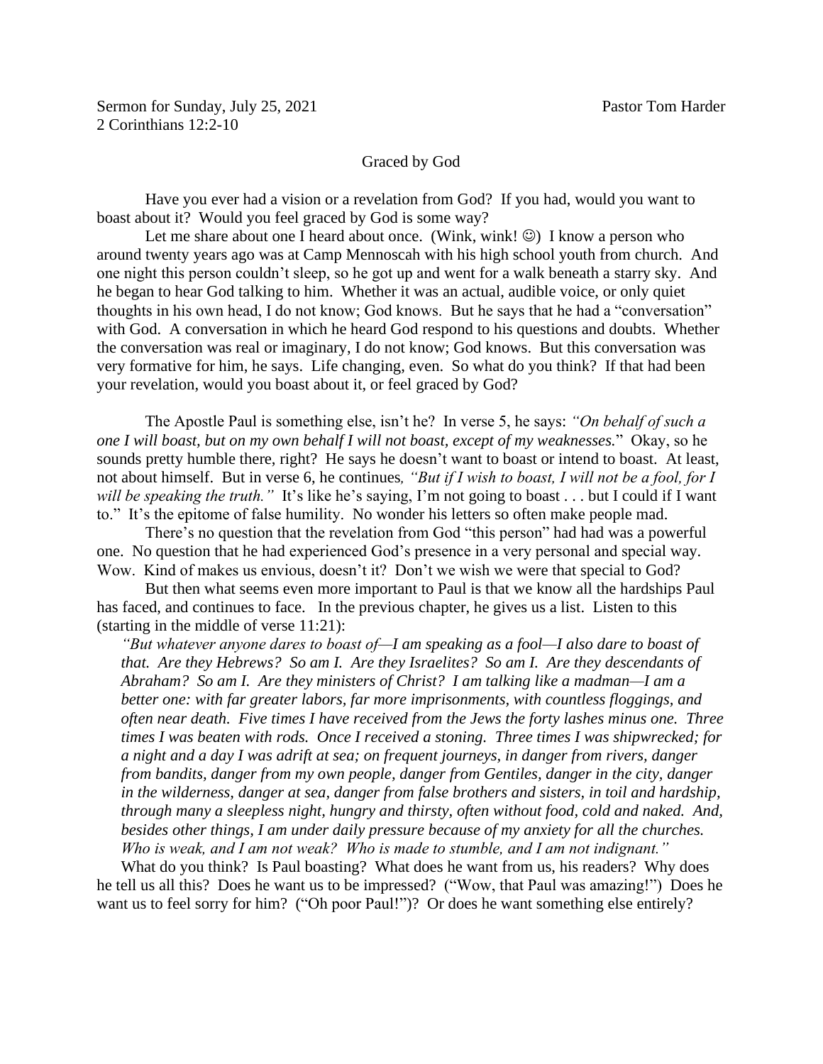Sermon for Sunday, July 25, 2021 Pastor Tom Harder
2 Corinthians 12:2-10

# Graced by God

Have you ever had a vision or a revelation from God? If you had, would you want to boast about it? Would you feel graced by God is some way?

Let me share about one I heard about once. (Wink, wink! ☺) I know a person who around twenty years ago was at Camp Mennoscah with his high school youth from church. And one night this person couldn't sleep, so he got up and went for a walk beneath a starry sky. And he began to hear God talking to him. Whether it was an actual, audible voice, or only quiet thoughts in his own head, I do not know; God knows. But he says that he had a "conversation" with God. A conversation in which he heard God respond to his questions and doubts. Whether the conversation was real or imaginary, I do not know; God knows. But this conversation was very formative for him, he says. Life changing, even. So what do you think? If that had been your revelation, would you boast about it, or feel graced by God?

The Apostle Paul is something else, isn't he? In verse 5, he says: *"On behalf of such a one I will boast, but on my own behalf I will not boast, except of my weaknesses.*" Okay, so he sounds pretty humble there, right? He says he doesn't want to boast or intend to boast. At least, not about himself. But in verse 6, he continues*, "But if I wish to boast, I will not be a fool, for I will be speaking the truth."* It's like he's saying, I'm not going to boast . . . but I could if I want to." It's the epitome of false humility. No wonder his letters so often make people mad.

There's no question that the revelation from God "this person" had had was a powerful one. No question that he had experienced God's presence in a very personal and special way. Wow. Kind of makes us envious, doesn't it? Don't we wish we were that special to God?

But then what seems even more important to Paul is that we know all the hardships Paul has faced, and continues to face. In the previous chapter, he gives us a list. Listen to this (starting in the middle of verse 11:21):

> *"But whatever anyone dares to boast of—I am speaking as a fool—I also dare to boast of that. Are they Hebrews? So am I. Are they Israelites? So am I. Are they descendants of Abraham? So am I. Are they ministers of Christ? I am talking like a madman—I am a better one: with far greater labors, far more imprisonments, with countless floggings, and often near death. Five times I have received from the Jews the forty lashes minus one. Three times I was beaten with rods. Once I received a stoning. Three times I was shipwrecked; for a night and a day I was adrift at sea; on frequent journeys, in danger from rivers, danger from bandits, danger from my own people, danger from Gentiles, danger in the city, danger in the wilderness, danger at sea, danger from false brothers and sisters, in toil and hardship, through many a sleepless night, hungry and thirsty, often without food, cold and naked. And, besides other things, I am under daily pressure because of my anxiety for all the churches. Who is weak, and I am not weak? Who is made to stumble, and I am not indignant."*

What do you think? Is Paul boasting? What does he want from us, his readers? Why does he tell us all this? Does he want us to be impressed? ("Wow, that Paul was amazing!") Does he want us to feel sorry for him? ("Oh poor Paul!")? Or does he want something else entirely?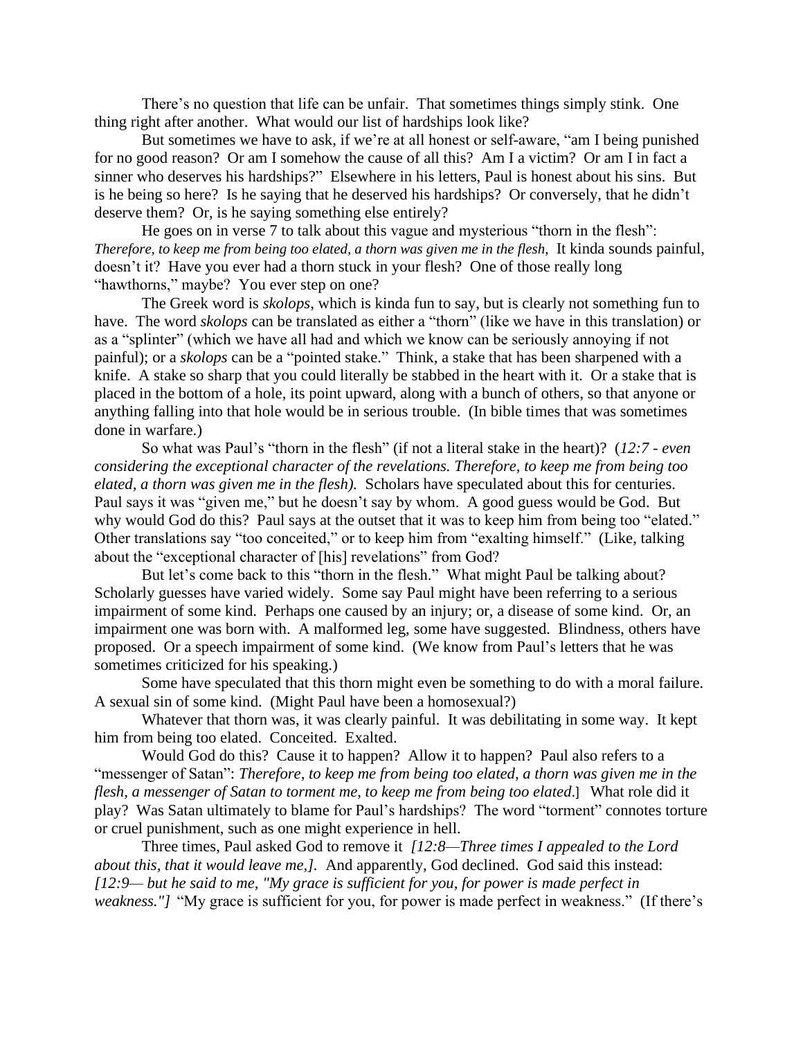There's no question that life can be unfair. That sometimes things simply stink. One thing right after another. What would our list of hardships look like?

But sometimes we have to ask, if we're at all honest or self-aware, "am I being punished for no good reason? Or am I somehow the cause of all this? Am I a victim? Or am I in fact a sinner who deserves his hardships?" Elsewhere in his letters, Paul is honest about his sins. But is he being so here? Is he saying that he deserved his hardships? Or conversely, that he didn't deserve them? Or, is he saying something else entirely?

He goes on in verse 7 to talk about this vague and mysterious "thorn in the flesh": *Therefore, to keep me from being too elated, a thorn was given me in the flesh,* It kinda sounds painful, doesn't it? Have you ever had a thorn stuck in your flesh? One of those really long "hawthorns," maybe? You ever step on one?

The Greek word is *skolops*, which is kinda fun to say, but is clearly not something fun to have. The word *skolops* can be translated as either a "thorn" (like we have in this translation) or as a "splinter" (which we have all had and which we know can be seriously annoying if not painful); or a *skolops* can be a "pointed stake." Think, a stake that has been sharpened with a knife. A stake so sharp that you could literally be stabbed in the heart with it. Or a stake that is placed in the bottom of a hole, its point upward, along with a bunch of others, so that anyone or anything falling into that hole would be in serious trouble. (In bible times that was sometimes done in warfare.)

So what was Paul's "thorn in the flesh" (if not a literal stake in the heart)? (*12:7 - even considering the exceptional character of the revelations. Therefore, to keep me from being too elated, a thorn was given me in the flesh).* Scholars have speculated about this for centuries. Paul says it was "given me," but he doesn't say by whom. A good guess would be God. But why would God do this? Paul says at the outset that it was to keep him from being too "elated." Other translations say "too conceited," or to keep him from "exalting himself." (Like, talking about the "exceptional character of [his] revelations" from God?

But let's come back to this "thorn in the flesh." What might Paul be talking about? Scholarly guesses have varied widely. Some say Paul might have been referring to a serious impairment of some kind. Perhaps one caused by an injury; or, a disease of some kind. Or, an impairment one was born with. A malformed leg, some have suggested. Blindness, others have proposed. Or a speech impairment of some kind. (We know from Paul's letters that he was sometimes criticized for his speaking.)

Some have speculated that this thorn might even be something to do with a moral failure. A sexual sin of some kind. (Might Paul have been a homosexual?)

Whatever that thorn was, it was clearly painful. It was debilitating in some way. It kept him from being too elated. Conceited. Exalted.

Would God do this? Cause it to happen? Allow it to happen? Paul also refers to a "messenger of Satan": *Therefore, to keep me from being too elated, a thorn was given me in the flesh, a messenger of Satan to torment me, to keep me from being too elated*.] What role did it play? Was Satan ultimately to blame for Paul's hardships? The word "torment" connotes torture or cruel punishment, such as one might experience in hell.

Three times, Paul asked God to remove it *[12:8—Three times I appealed to the Lord about this, that it would leave me,].* And apparently, God declined. God said this instead: *[12:9— but he said to me, "My grace is sufficient for you, for power is made perfect in weakness."]* "My grace is sufficient for you, for power is made perfect in weakness." (If there's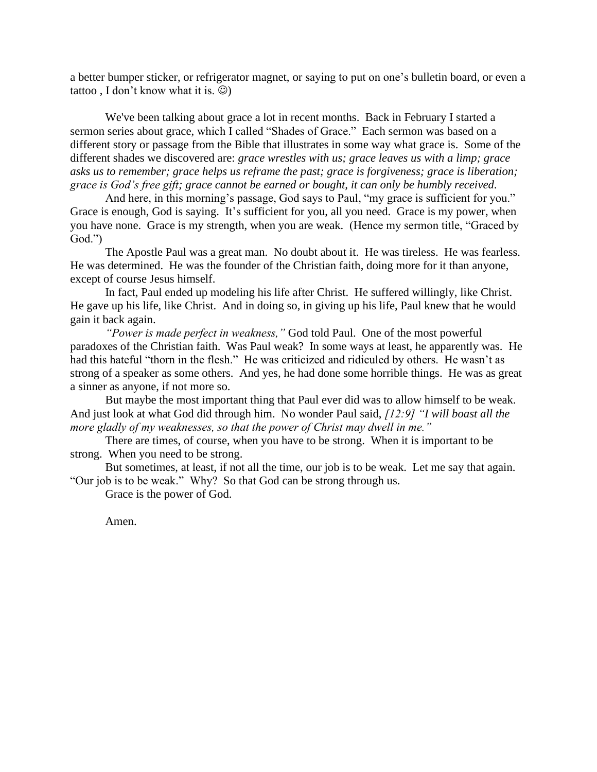a better bumper sticker, or refrigerator magnet, or saying to put on one's bulletin board, or even a tattoo , I don't know what it is. ☺)

We've been talking about grace a lot in recent months. Back in February I started a sermon series about grace, which I called "Shades of Grace." Each sermon was based on a different story or passage from the Bible that illustrates in some way what grace is. Some of the different shades we discovered are: *grace wrestles with us; grace leaves us with a limp; grace asks us to remember; grace helps us reframe the past; grace is forgiveness; grace is liberation; grace is God's free gift; grace cannot be earned or bought, it can only be humbly received.*

And here, in this morning's passage, God says to Paul, "my grace is sufficient for you." Grace is enough, God is saying. It's sufficient for you, all you need. Grace is my power, when you have none. Grace is my strength, when you are weak. (Hence my sermon title, "Graced by God.")

The Apostle Paul was a great man. No doubt about it. He was tireless. He was fearless. He was determined. He was the founder of the Christian faith, doing more for it than anyone, except of course Jesus himself.

In fact, Paul ended up modeling his life after Christ. He suffered willingly, like Christ. He gave up his life, like Christ. And in doing so, in giving up his life, Paul knew that he would gain it back again.

*"Power is made perfect in weakness,"* God told Paul. One of the most powerful paradoxes of the Christian faith. Was Paul weak? In some ways at least, he apparently was. He had this hateful "thorn in the flesh." He was criticized and ridiculed by others. He wasn't as strong of a speaker as some others. And yes, he had done some horrible things. He was as great a sinner as anyone, if not more so.

But maybe the most important thing that Paul ever did was to allow himself to be weak. And just look at what God did through him. No wonder Paul said, *[12:9] "I will boast all the more gladly of my weaknesses, so that the power of Christ may dwell in me."*

There are times, of course, when you have to be strong. When it is important to be strong. When you need to be strong.

But sometimes, at least, if not all the time, our job is to be weak. Let me say that again. "Our job is to be weak." Why? So that God can be strong through us.

Grace is the power of God.

Amen.